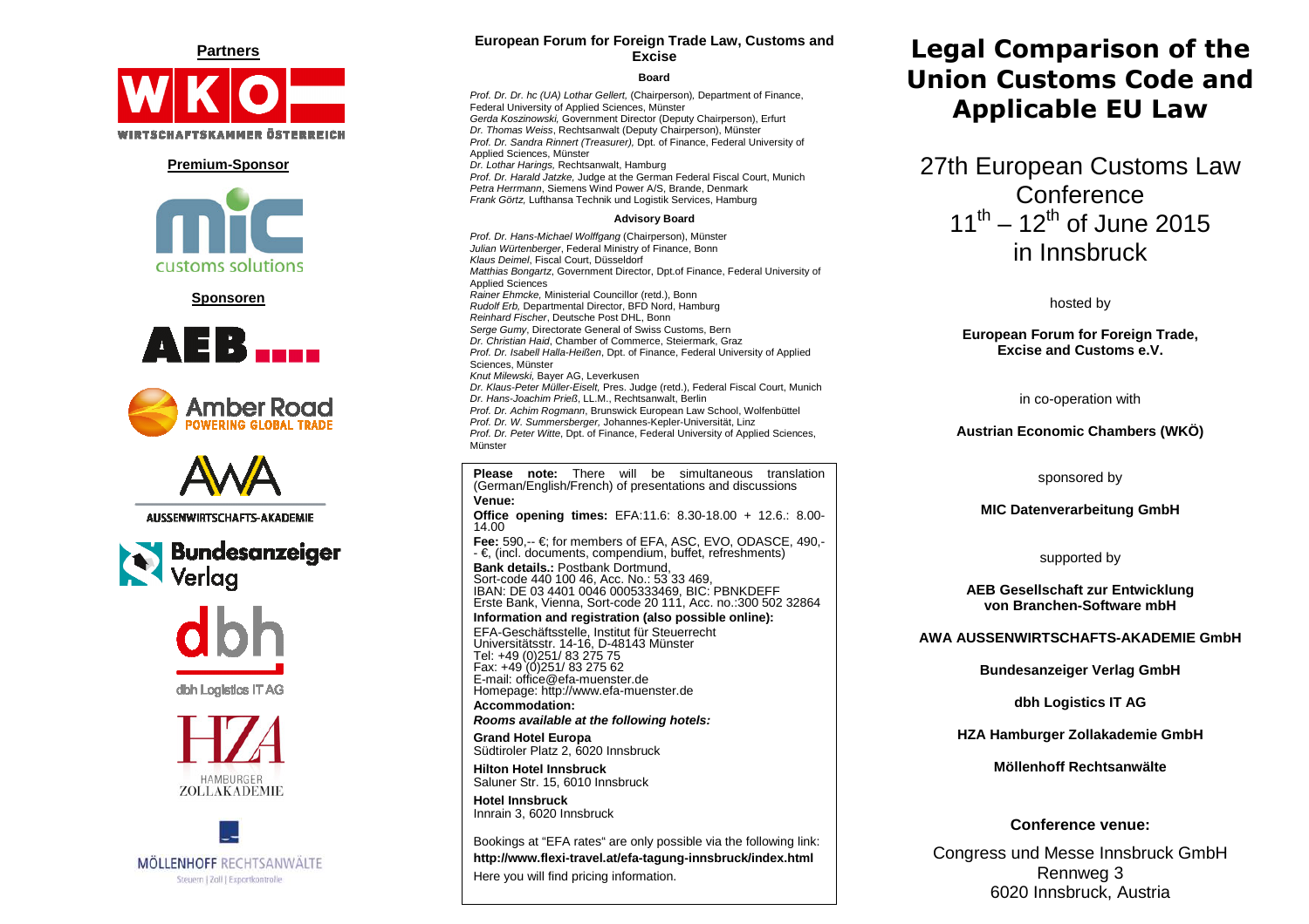**Partners**

WIRTSCHAFTSKAMMER ÖSTERREICH

**Premium-Sponsor**

customs solutions

**Sponsoren**

AUSSENWIRTSCHAFTS-AKADEMIE

Bundesanzeiger Verlag

dbh Logistics IT AG

HAMBURGER ZOLLAKADEMIE

MÖLLENHOFF RECHTSANWÄLTE

Steuern | Zoll | Exportkontrolle

## European Forum for Foreign Trade Law, Customs and Excise

### Board

*Prof. Dr. Dr. hc (UA) Lothar Gellert,* (Chairperson), Department of Finance, Federal University of Applied Sciences, Münster
*Gerda Koszinowski,* Government Director (Deputy Chairperson), Erfurt
*Dr. Thomas Weiss*, Rechtsanwalt (Deputy Chairperson), Münster
*Prof. Dr. Sandra Rinnert (Treasurer),* Dpt. of Finance, Federal University of Applied Sciences, Münster
*Dr. Lothar Harings,* Rechtsanwalt, Hamburg
*Prof. Dr. Harald Jatzke,* Judge at the German Federal Fiscal Court, Munich
*Petra Herrmann*, Siemens Wind Power A/S, Brande, Denmark
*Frank Görtz,* Lufthansa Technik und Logistik Services, Hamburg

### Advisory Board

*Prof. Dr. Hans-Michael Wolffgang* (Chairperson), Münster
*Julian Würtenberger*, Federal Ministry of Finance, Bonn
*Klaus Deimel*, Fiscal Court, Düsseldorf
*Matthias Bongartz*, Government Director, Dpt.of Finance, Federal University of Applied Sciences
*Rainer Ehmcke,* Ministerial Councillor (retd.), Bonn
*Rudolf Erb,* Departmental Director, BFD Nord, Hamburg
*Reinhard Fischer*, Deutsche Post DHL, Bonn
*Serge Gumy*, Directorate General of Swiss Customs, Bern
*Dr. Christian Haid*, Chamber of Commerce, Steiermark, Graz
*Prof. Dr. Isabell Halla-Heißen*, Dpt. of Finance, Federal University of Applied Sciences, Münster
*Knut Milewski*, Bayer AG, Leverkusen
*Dr. Klaus-Peter Müller-Eiselt,* Pres. Judge (retd.), Federal Fiscal Court, Munich
*Dr. Hans-Joachim Prieß*, LL.M., Rechtsanwalt, Berlin
*Prof. Dr. Achim Rogmann*, Brunswick European Law School, Wolfenbüttel
*Prof. Dr. W. Summersberger,* Johannes-Kepler-Universität, Linz
*Prof. Dr. Peter Witte*, Dpt. of Finance, Federal University of Applied Sciences, Münster

**Please note:** There will be simultaneous translation (German/English/French) of presentations and discussions

**Venue:**

**Office opening times:** EFA:11.6: 8.30-18.00 + 12.6.: 8.00-14.00

**Fee:** 590,-- €; for members of EFA, ASC, EVO, ODASCE, 490,-- €, (incl. documents, compendium, buffet, refreshments)

**Bank details.:** Postbank Dortmund,
Sort-code 440 100 46, Acc. No.: 53 33 469,
IBAN: DE 03 4401 0046 0005333469, BIC: PBNKDEFF
Erste Bank, Vienna, Sort-code 20 111, Acc. no.:300 502 32864

**Information and registration (also possible online):**
EFA-Geschäftsstelle, Institut für Steuerrecht
Universitätsstr. 14-16, D-48143 Münster
Tel: +49 (0)251/ 83 275 75
Fax: +49 (0)251/ 83 275 62
E-mail: office@efa-muenster.de
Homepage: http://www.efa-muenster.de

**Accommodation:**
***Rooms available at the following hotels:***

**Grand Hotel Europa**
Südtiroler Platz 2, 6020 Innsbruck

**Hilton Hotel Innsbruck**
Saluner Str. 15, 6010 Innsbruck

**Hotel Innsbruck**
Innrain 3, 6020 Innsbruck

Bookings at “EFA rates“ are only possible via the following link:
**http://www.flexi-travel.at/efa-tagung-innsbruck/index.html**
Here you will find pricing information.

# Legal Comparison of the Union Customs Code and Applicable EU Law

27th European Customs Law Conference
11th – 12th of June 2015
in Innsbruck

hosted by

**European Forum for Foreign Trade, Excise and Customs e.V.**

in co-operation with

**Austrian Economic Chambers (WKÖ)**

sponsored by

**MIC Datenverarbeitung GmbH**

supported by

**AEB Gesellschaft zur Entwicklung von Branchen-Software mbH**

**AWA AUSSENWIRTSCHAFTS-AKADEMIE GmbH**

**Bundesanzeiger Verlag GmbH**

**dbh Logistics IT AG**

**HZA Hamburger Zollakademie GmbH**

**Möllenhoff Rechtsanwälte**

**Conference venue:**

Congress und Messe Innsbruck GmbH
Rennweg 3
6020 Innsbruck, Austria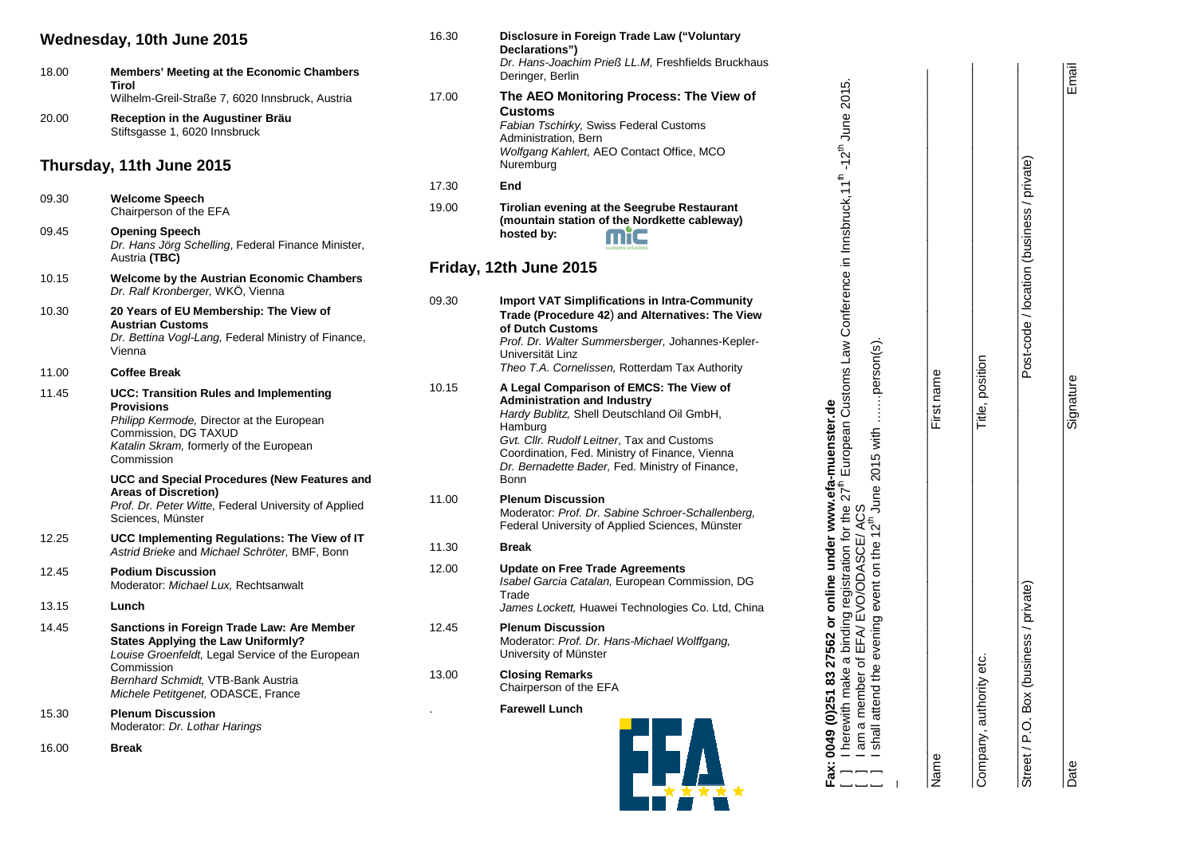## Wednesday, 10th June 2015

| | |
|---|---|
| 18.00 | **Members' Meeting at the Economic Chambers Tirol**<br>Wilhelm-Greil-Straße 7, 6020 Innsbruck, Austria |
| 20.00 | **Reception in the Augustiner Bräu**<br>Stiftsgasse 1, 6020 Innsbruck |

## Thursday, 11th June 2015

| | |
|---|---|
| 09.30 | **Welcome Speech**<br>Chairperson of the EFA |
| 09.45 | **Opening Speech**<br>*Dr. Hans Jörg Schelling*, Federal Finance Minister, Austria **(TBC)** |
| 10.15 | **Welcome by the Austrian Economic Chambers**<br>*Dr. Ralf Kronberger,* WKÖ, Vienna |
| 10.30 | **20 Years of EU Membership: The View of Austrian Customs**<br>*Dr. Bettina Vogl-Lang,* Federal Ministry of Finance, Vienna |
| 11.00 | **Coffee Break** |
| 11.45 | **UCC: Transition Rules and Implementing Provisions**<br>*Philipp Kermode,* Director at the European Commission, DG TAXUD<br>*Katalin Skram,* formerly of the European Commission<br><br>**UCC and Special Procedures (New Features and Areas of Discretion)**<br>*Prof. Dr. Peter Witte,* Federal University of Applied Sciences, Münster |
| 12.25 | **UCC Implementing Regulations: The View of IT**<br>*Astrid Brieke* and *Michael Schröter,* BMF, Bonn |
| 12.45 | **Podium Discussion**<br>Moderator: *Michael Lux,* Rechtsanwalt |
| 13.15 | **Lunch** |
| 14.45 | **Sanctions in Foreign Trade Law: Are Member States Applying the Law Uniformly?**<br>*Louise Groenfeldt,* Legal Service of the European Commission<br>*Bernhard Schmidt,* VTB-Bank Austria<br>*Michele Petitgenet,* ODASCE, France |
| 15.30 | **Plenum Discussion**<br>Moderator: *Dr. Lothar Harings* |
| 16.00 | **Break** |
| 16.30 | **Disclosure in Foreign Trade Law ("Voluntary Declarations")**<br>*Dr. Hans-Joachim Prieß LL.M,* Freshfields Bruckhaus Deringer, Berlin |
| 17.00 | **The AEO Monitoring Process: The View of Customs**<br>*Fabian Tschirky,* Swiss Federal Customs Administration, Bern<br>*Wolfgang Kahlert,* AEO Contact Office, MCO Nuremburg |
| 17.30 | **End** |
| 19.00 | **Tirolian evening at the Seegrube Restaurant (mountain station of the Nordkette cableway) hosted by:** MIC customs solutions |

## Friday, 12th June 2015

| | |
|---|---|
| 09.30 | **Import VAT Simplifications in Intra-Community Trade (Procedure 42) and Alternatives: The View of Dutch Customs**<br>*Prof. Dr. Walter Summersberger,* Johannes-Kepler-Universität Linz<br>*Theo T.A. Cornelissen,* Rotterdam Tax Authority |
| 10.15 | **A Legal Comparison of EMCS: The View of Administration and Industry**<br>*Hardy Bublitz,* Shell Deutschland Oil GmbH, Hamburg<br>*Gvt. Cllr. Rudolf Leitner*, Tax and Customs Coordination, Fed. Ministry of Finance, Vienna<br>*Dr. Bernadette Bader,* Fed. Ministry of Finance, Bonn |
| 11.00 | **Plenum Discussion**<br>Moderator: *Prof. Dr. Sabine Schroer-Schallenberg,* Federal University of Applied Sciences, Münster |
| 11.30 | **Break** |
| 12.00 | **Update on Free Trade Agreements**<br>*Isabel Garcia Catalan,* European Commission, DG Trade<br>*James Lockett,* Huawei Technologies Co. Ltd, China |
| 12.45 | **Plenum Discussion**<br>Moderator: *Prof. Dr. Hans-Michael Wolffgang,* University of Münster |
| 13.00 | **Closing Remarks**<br>Chairperson of the EFA |
| . | **Farewell Lunch** |

EFA

**Fax: 0049 (0)251 83 27562 or online under www.efa-muenster.de**

[ ] I herewith make a binding registration for the 27th European Customs Law Conference in Innsbruck,11th -12th June 2015.

[ ] I am a member of EFA/ EVO/ODASCE/ ACS

[ ] I shall attend the evening event on the 12th June 2015 with …….person(s).

Name ______________________ First name ______________________

Company, authority etc. ______________________ Title, position ______________________

Street / P.O. Box (business / private) ______________________ Post-code / location (business / private) ______________________

Date ______________________ Signature ______________________ Email ______________________